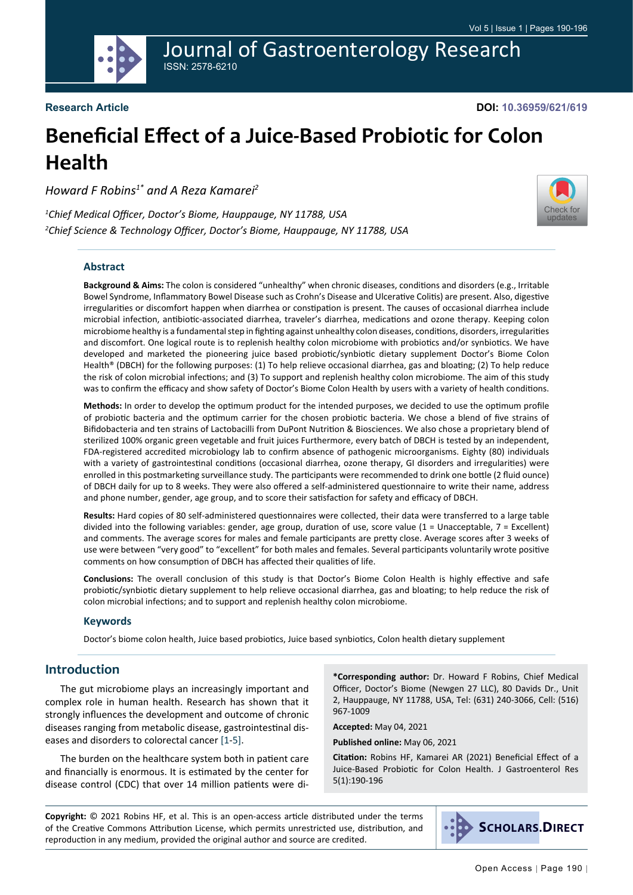**Research Article**

**DOI: 10.36959/621/619**

# Beneficial Effect of a Juice-Based Probiotic for Colon Health

*Howard F Robins[1*] and A Reza Kamarei[2]*

*[1]Chief Medical Officer, Doctor's Biome, Hauppauge, NY 11788, USA*
*[2]Chief Science & Technology Officer, Doctor's Biome, Hauppauge, NY 11788, USA*

## Abstract

**Background & Aims:** The colon is considered "unhealthy" when chronic diseases, conditions and disorders (e.g., Irritable Bowel Syndrome, Inflammatory Bowel Disease such as Crohn's Disease and Ulcerative Colitis) are present. Also, digestive irregularities or discomfort happen when diarrhea or constipation is present. The causes of occasional diarrhea include microbial infection, antibiotic-associated diarrhea, traveler's diarrhea, medications and ozone therapy. Keeping colon microbiome healthy is a fundamental step in fighting against unhealthy colon diseases, conditions, disorders, irregularities and discomfort. One logical route is to replenish healthy colon microbiome with probiotics and/or synbiotics. We have developed and marketed the pioneering juice based probiotic/synbiotic dietary supplement Doctor's Biome Colon Health® (DBCH) for the following purposes: (1) To help relieve occasional diarrhea, gas and bloating; (2) To help reduce the risk of colon microbial infections; and (3) To support and replenish healthy colon microbiome. The aim of this study was to confirm the efficacy and show safety of Doctor's Biome Colon Health by users with a variety of health conditions.

**Methods:** In order to develop the optimum product for the intended purposes, we decided to use the optimum profile of probiotic bacteria and the optimum carrier for the chosen probiotic bacteria. We chose a blend of five strains of Bifidobacteria and ten strains of Lactobacilli from DuPont Nutrition & Biosciences. We also chose a proprietary blend of sterilized 100% organic green vegetable and fruit juices Furthermore, every batch of DBCH is tested by an independent, FDA-registered accredited microbiology lab to confirm absence of pathogenic microorganisms. Eighty (80) individuals with a variety of gastrointestinal conditions (occasional diarrhea, ozone therapy, GI disorders and irregularities) were enrolled in this postmarketing surveillance study. The participants were recommended to drink one bottle (2 fluid ounce) of DBCH daily for up to 8 weeks. They were also offered a self-administered questionnaire to write their name, address and phone number, gender, age group, and to score their satisfaction for safety and efficacy of DBCH.

**Results:** Hard copies of 80 self-administered questionnaires were collected, their data were transferred to a large table divided into the following variables: gender, age group, duration of use, score value (1 = Unacceptable, 7 = Excellent) and comments. The average scores for males and female participants are pretty close. Average scores after 3 weeks of use were between "very good" to "excellent" for both males and females. Several participants voluntarily wrote positive comments on how consumption of DBCH has affected their qualities of life.

**Conclusions:** The overall conclusion of this study is that Doctor's Biome Colon Health is highly effective and safe probiotic/synbiotic dietary supplement to help relieve occasional diarrhea, gas and bloating; to help reduce the risk of colon microbial infections; and to support and replenish healthy colon microbiome.

## Keywords

Doctor's biome colon health, Juice based probiotics, Juice based synbiotics, Colon health dietary supplement

## Introduction

The gut microbiome plays an increasingly important and complex role in human health. Research has shown that it strongly influences the development and outcome of chronic diseases ranging from metabolic disease, gastrointestinal diseases and disorders to colorectal cancer [1-5].

The burden on the healthcare system both in patient care and financially is enormous. It is estimated by the center for disease control (CDC) that over 14 million patients were di-

**\*Corresponding author:** Dr. Howard F Robins, Chief Medical Officer, Doctor's Biome (Newgen 27 LLC), 80 Davids Dr., Unit 2, Hauppauge, NY 11788, USA, Tel: (631) 240-3066, Cell: (516) 967-1009

**Accepted:** May 04, 2021

**Published online:** May 06, 2021

**Citation:** Robins HF, Kamarei AR (2021) Beneficial Effect of a Juice-Based Probiotic for Colon Health. J Gastroenterol Res 5(1):190-196

**Copyright:** © 2021 Robins HF, et al. This is an open-access article distributed under the terms of the Creative Commons Attribution License, which permits unrestricted use, distribution, and reproduction in any medium, provided the original author and source are credited.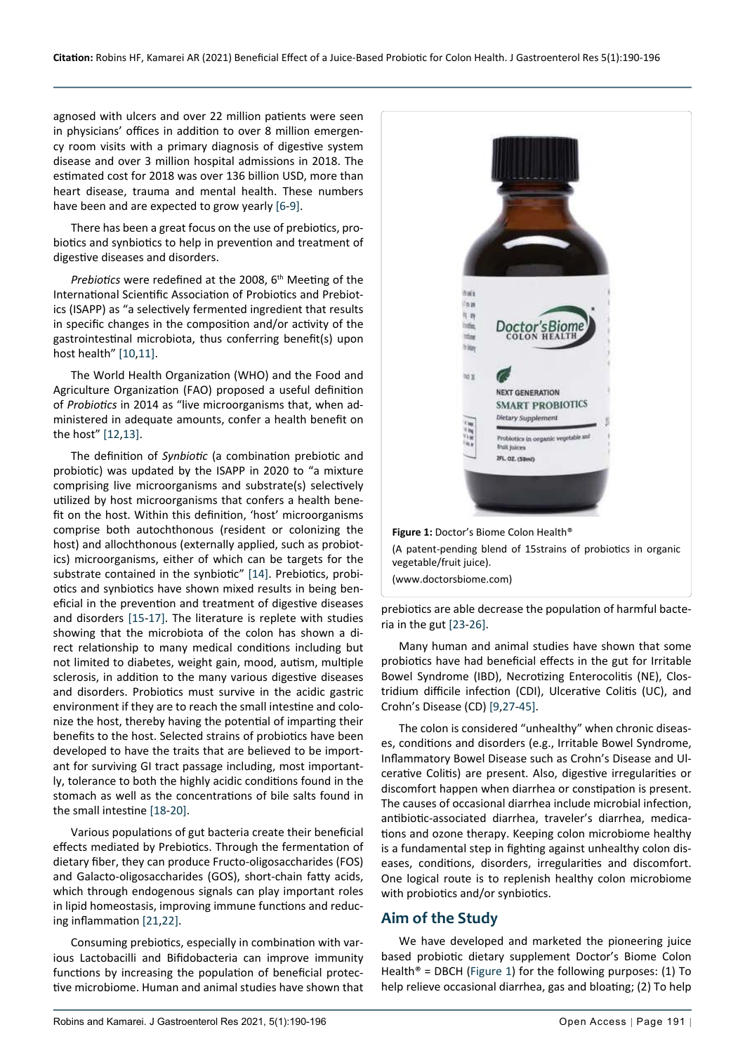agnosed with ulcers and over 22 million patients were seen in physicians' offices in addition to over 8 million emergency room visits with a primary diagnosis of digestive system disease and over 3 million hospital admissions in 2018. The estimated cost for 2018 was over 136 billion USD, more than heart disease, trauma and mental health. These numbers have been and are expected to grow yearly [6-9].

There has been a great focus on the use of prebiotics, probiotics and synbiotics to help in prevention and treatment of digestive diseases and disorders.

*Prebiotics* were redefined at the 2008, 6th Meeting of the International Scientific Association of Probiotics and Prebiotics (ISAPP) as "a selectively fermented ingredient that results in specific changes in the composition and/or activity of the gastrointestinal microbiota, thus conferring benefit(s) upon host health" [10,11].

The World Health Organization (WHO) and the Food and Agriculture Organization (FAO) proposed a useful definition of *Probiotics* in 2014 as "live microorganisms that, when administered in adequate amounts, confer a health benefit on the host" [12,13].

The definition of *Synbiotic* (a combination prebiotic and probiotic) was updated by the ISAPP in 2020 to "a mixture comprising live microorganisms and substrate(s) selectively utilized by host microorganisms that confers a health benefit on the host. Within this definition, 'host' microorganisms comprise both autochthonous (resident or colonizing the host) and allochthonous (externally applied, such as probiotics) microorganisms, either of which can be targets for the substrate contained in the synbiotic" [14]. Prebiotics, probiotics and synbiotics have shown mixed results in being beneficial in the prevention and treatment of digestive diseases and disorders [15-17]. The literature is replete with studies showing that the microbiota of the colon has shown a direct relationship to many medical conditions including but not limited to diabetes, weight gain, mood, autism, multiple sclerosis, in addition to the many various digestive diseases and disorders. Probiotics must survive in the acidic gastric environment if they are to reach the small intestine and colonize the host, thereby having the potential of imparting their benefits to the host. Selected strains of probiotics have been developed to have the traits that are believed to be important for surviving GI tract passage including, most importantly, tolerance to both the highly acidic conditions found in the stomach as well as the concentrations of bile salts found in the small intestine [18-20].

Various populations of gut bacteria create their beneficial effects mediated by Prebiotics. Through the fermentation of dietary fiber, they can produce Fructo-oligosaccharides (FOS) and Galacto-oligosaccharides (GOS), short-chain fatty acids, which through endogenous signals can play important roles in lipid homeostasis, improving immune functions and reducing inflammation [21,22].

Consuming prebiotics, especially in combination with various Lactobacilli and Bifidobacteria can improve immunity functions by increasing the population of beneficial protective microbiome. Human and animal studies have shown that prebiotics are able decrease the population of harmful bacteria in the gut [23-26].

**Figure 1:** Doctor's Biome Colon Health®
(A patent-pending blend of 15strains of probiotics in organic vegetable/fruit juice).
(www.doctorsbiome.com)

Many human and animal studies have shown that some probiotics have had beneficial effects in the gut for Irritable Bowel Syndrome (IBD), Necrotizing Enterocolitis (NE), Clostridium difficile infection (CDI), Ulcerative Colitis (UC), and Crohn's Disease (CD) [9,27-45].

The colon is considered "unhealthy" when chronic diseases, conditions and disorders (e.g., Irritable Bowel Syndrome, Inflammatory Bowel Disease such as Crohn's Disease and Ulcerative Colitis) are present. Also, digestive irregularities or discomfort happen when diarrhea or constipation is present. The causes of occasional diarrhea include microbial infection, antibiotic-associated diarrhea, traveler's diarrhea, medications and ozone therapy. Keeping colon microbiome healthy is a fundamental step in fighting against unhealthy colon diseases, conditions, disorders, irregularities and discomfort. One logical route is to replenish healthy colon microbiome with probiotics and/or synbiotics.

## Aim of the Study

We have developed and marketed the pioneering juice based probiotic dietary supplement Doctor's Biome Colon Health® = DBCH (Figure 1) for the following purposes: (1) To help relieve occasional diarrhea, gas and bloating; (2) To help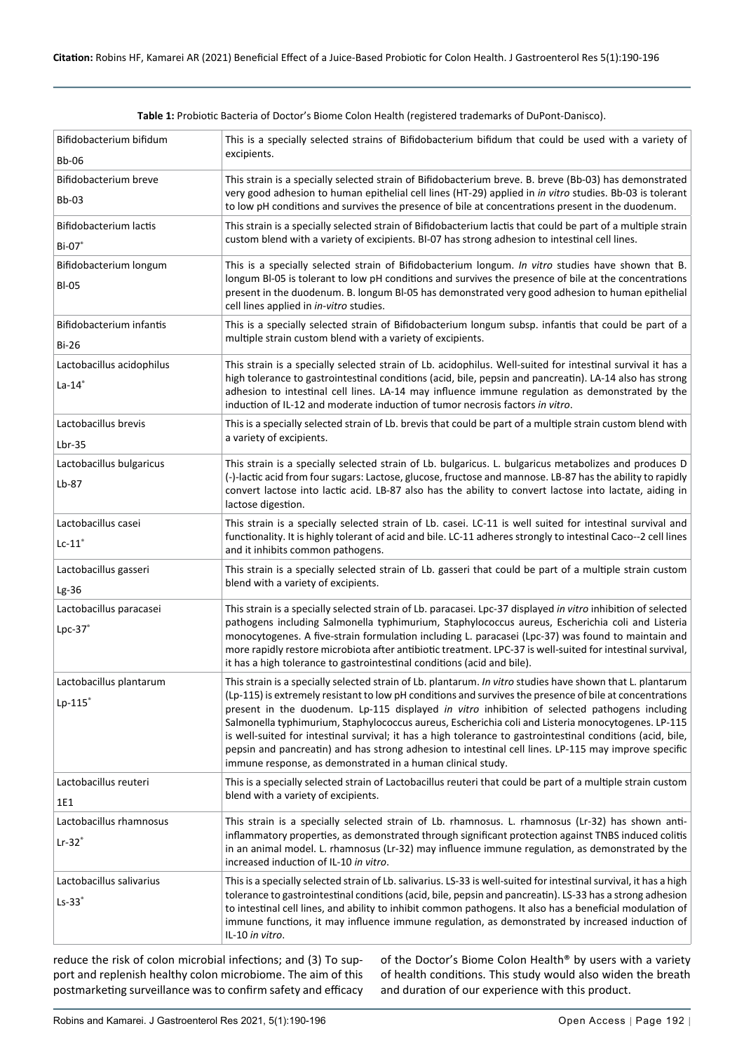**Table 1:** Probiotic Bacteria of Doctor's Biome Colon Health (registered trademarks of DuPont-Danisco).

| Strain | Description |
|---|---|
| Bifidobacterium bifidum Bb-06 | This is a specially selected strains of Bifidobacterium bifidum that could be used with a variety of excipients. |
| Bifidobacterium breve Bb-03 | This strain is a specially selected strain of Bifidobacterium breve. B. breve (Bb-03) has demonstrated very good adhesion to human epithelial cell lines (HT-29) applied in *in vitro* studies. Bb-03 is tolerant to low pH conditions and survives the presence of bile at concentrations present in the duodenum. |
| Bifidobacterium lactis Bi-07® | This strain is a specially selected strain of Bifidobacterium lactis that could be part of a multiple strain custom blend with a variety of excipients. BI-07 has strong adhesion to intestinal cell lines. |
| Bifidobacterium longum Bl-05 | This is a specially selected strain of Bifidobacterium longum. *In vitro* studies have shown that B. longum Bl-05 is tolerant to low pH conditions and survives the presence of bile at the concentrations present in the duodenum. B. longum Bl-05 has demonstrated very good adhesion to human epithelial cell lines applied in *in-vitro* studies. |
| Bifidobacterium infantis Bi-26 | This is a specially selected strain of Bifidobacterium longum subsp. infantis that could be part of a multiple strain custom blend with a variety of excipients. |
| Lactobacillus acidophilus La-14® | This strain is a specially selected strain of Lb. acidophilus. Well-suited for intestinal survival it has a high tolerance to gastrointestinal conditions (acid, bile, pepsin and pancreatin). LA-14 also has strong adhesion to intestinal cell lines. LA-14 may influence immune regulation as demonstrated by the induction of IL-12 and moderate induction of tumor necrosis factors *in vitro*. |
| Lactobacillus brevis Lbr-35 | This is a specially selected strain of Lb. brevis that could be part of a multiple strain custom blend with a variety of excipients. |
| Lactobacillus bulgaricus Lb-87 | This strain is a specially selected strain of Lb. bulgaricus. L. bulgaricus metabolizes and produces D (-)-lactic acid from four sugars: Lactose, glucose, fructose and mannose. LB-87 has the ability to rapidly convert lactose into lactic acid. LB-87 also has the ability to convert lactose into lactate, aiding in lactose digestion. |
| Lactobacillus casei Lc-11® | This strain is a specially selected strain of Lb. casei. LC-11 is well suited for intestinal survival and functionality. It is highly tolerant of acid and bile. LC-11 adheres strongly to intestinal Caco--2 cell lines and it inhibits common pathogens. |
| Lactobacillus gasseri Lg-36 | This strain is a specially selected strain of Lb. gasseri that could be part of a multiple strain custom blend with a variety of excipients. |
| Lactobacillus paracasei Lpc-37® | This strain is a specially selected strain of Lb. paracasei. Lpc-37 displayed *in vitro* inhibition of selected pathogens including Salmonella typhimurium, Staphylococcus aureus, Escherichia coli and Listeria monocytogenes. A five-strain formulation including L. paracasei (Lpc-37) was found to maintain and more rapidly restore microbiota after antibiotic treatment. LPC-37 is well-suited for intestinal survival, it has a high tolerance to gastrointestinal conditions (acid and bile). |
| Lactobacillus plantarum Lp-115® | This strain is a specially selected strain of Lb. plantarum. *In vitro* studies have shown that L. plantarum (Lp-115) is extremely resistant to low pH conditions and survives the presence of bile at concentrations present in the duodenum. Lp-115 displayed *in vitro* inhibition of selected pathogens including Salmonella typhimurium, Staphylococcus aureus, Escherichia coli and Listeria monocytogenes. LP-115 is well-suited for intestinal survival; it has a high tolerance to gastrointestinal conditions (acid, bile, pepsin and pancreatin) and has strong adhesion to intestinal cell lines. LP-115 may improve specific immune response, as demonstrated in a human clinical study. |
| Lactobacillus reuteri 1E1 | This is a specially selected strain of Lactobacillus reuteri that could be part of a multiple strain custom blend with a variety of excipients. |
| Lactobacillus rhamnosus Lr-32® | This strain is a specially selected strain of Lb. rhamnosus. L. rhamnosus (Lr-32) has shown anti-inflammatory properties, as demonstrated through significant protection against TNBS induced colitis in an animal model. L. rhamnosus (Lr-32) may influence immune regulation, as demonstrated by the increased induction of IL-10 *in vitro*. |
| Lactobacillus salivarius Ls-33® | This is a specially selected strain of Lb. salivarius. LS-33 is well-suited for intestinal survival, it has a high tolerance to gastrointestinal conditions (acid, bile, pepsin and pancreatin). LS-33 has a strong adhesion to intestinal cell lines, and ability to inhibit common pathogens. It also has a beneficial modulation of immune functions, it may influence immune regulation, as demonstrated by increased induction of IL-10 *in vitro*. |

reduce the risk of colon microbial infections; and (3) To support and replenish healthy colon microbiome. The aim of this postmarketing surveillance was to confirm safety and efficacy of the Doctor's Biome Colon Health® by users with a variety of health conditions. This study would also widen the breath and duration of our experience with this product.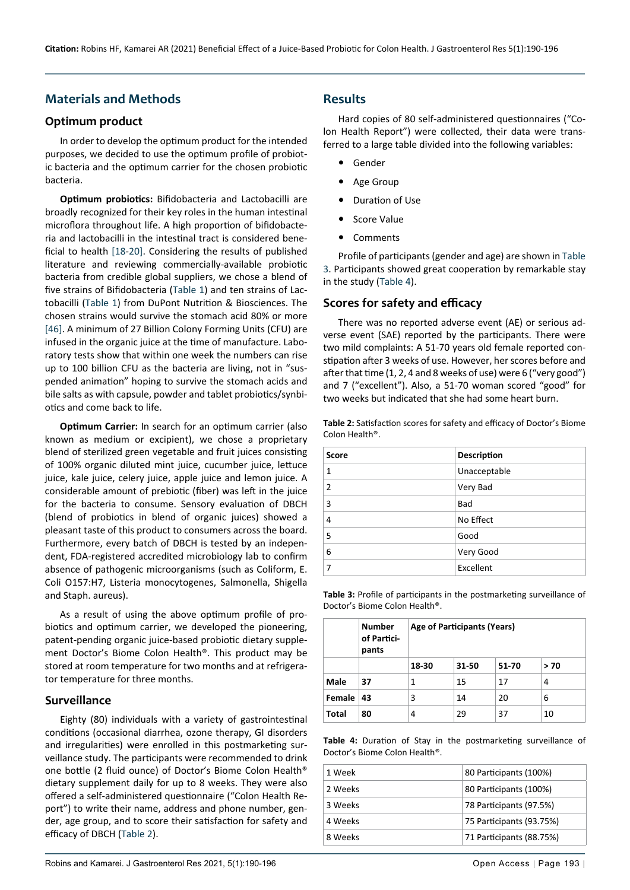## Materials and Methods

### Optimum product

In order to develop the optimum product for the intended purposes, we decided to use the optimum profile of probiotic bacteria and the optimum carrier for the chosen probiotic bacteria.

**Optimum probiotics:** Bifidobacteria and Lactobacilli are broadly recognized for their key roles in the human intestinal microflora throughout life. A high proportion of bifidobacteria and lactobacilli in the intestinal tract is considered beneficial to health [18-20]. Considering the results of published literature and reviewing commercially-available probiotic bacteria from credible global suppliers, we chose a blend of five strains of Bifidobacteria (Table 1) and ten strains of Lactobacilli (Table 1) from DuPont Nutrition & Biosciences. The chosen strains would survive the stomach acid 80% or more [46]. A minimum of 27 Billion Colony Forming Units (CFU) are infused in the organic juice at the time of manufacture. Laboratory tests show that within one week the numbers can rise up to 100 billion CFU as the bacteria are living, not in "suspended animation" hoping to survive the stomach acids and bile salts as with capsule, powder and tablet probiotics/synbiotics and come back to life.

**Optimum Carrier:** In search for an optimum carrier (also known as medium or excipient), we chose a proprietary blend of sterilized green vegetable and fruit juices consisting of 100% organic diluted mint juice, cucumber juice, lettuce juice, kale juice, celery juice, apple juice and lemon juice. A considerable amount of prebiotic (fiber) was left in the juice for the bacteria to consume. Sensory evaluation of DBCH (blend of probiotics in blend of organic juices) showed a pleasant taste of this product to consumers across the board. Furthermore, every batch of DBCH is tested by an independent, FDA-registered accredited microbiology lab to confirm absence of pathogenic microorganisms (such as Coliform, E. Coli O157:H7, Listeria monocytogenes, Salmonella, Shigella and Staph. aureus).

As a result of using the above optimum profile of probiotics and optimum carrier, we developed the pioneering, patent-pending organic juice-based probiotic dietary supplement Doctor's Biome Colon Health®. This product may be stored at room temperature for two months and at refrigerator temperature for three months.

### Surveillance

Eighty (80) individuals with a variety of gastrointestinal conditions (occasional diarrhea, ozone therapy, GI disorders and irregularities) were enrolled in this postmarketing surveillance study. The participants were recommended to drink one bottle (2 fluid ounce) of Doctor's Biome Colon Health® dietary supplement daily for up to 8 weeks. They were also offered a self-administered questionnaire ("Colon Health Report") to write their name, address and phone number, gender, age group, and to score their satisfaction for safety and efficacy of DBCH (Table 2).

## Results

Hard copies of 80 self-administered questionnaires ("Colon Health Report") were collected, their data were transferred to a large table divided into the following variables:

- Gender
- Age Group
- Duration of Use
- Score Value
- Comments

Profile of participants (gender and age) are shown in Table 3. Participants showed great cooperation by remarkable stay in the study (Table 4).

### Scores for safety and efficacy

There was no reported adverse event (AE) or serious adverse event (SAE) reported by the participants. There were two mild complaints: A 51-70 years old female reported constipation after 3 weeks of use. However, her scores before and after that time (1, 2, 4 and 8 weeks of use) were 6 ("very good") and 7 ("excellent"). Also, a 51-70 woman scored "good" for two weeks but indicated that she had some heart burn.

**Table 2:** Satisfaction scores for safety and efficacy of Doctor's Biome Colon Health®.

| Score | Description |
|---|---|
| 1 | Unacceptable |
| 2 | Very Bad |
| 3 | Bad |
| 4 | No Effect |
| 5 | Good |
| 6 | Very Good |
| 7 | Excellent |

**Table 3:** Profile of participants in the postmarketing surveillance of Doctor's Biome Colon Health®.

| | Number of Participants | Age of Participants (Years) | | | |
|---|---|---|---|---|---|
| | | 18-30 | 31-50 | 51-70 | > 70 |
| Male | 37 | 1 | 15 | 17 | 4 |
| Female | 43 | 3 | 14 | 20 | 6 |
| Total | 80 | 4 | 29 | 37 | 10 |

**Table 4:** Duration of Stay in the postmarketing surveillance of Doctor's Biome Colon Health®.

| | |
|---|---|
| 1 Week | 80 Participants (100%) |
| 2 Weeks | 80 Participants (100%) |
| 3 Weeks | 78 Participants (97.5%) |
| 4 Weeks | 75 Participants (93.75%) |
| 8 Weeks | 71 Participants (88.75%) |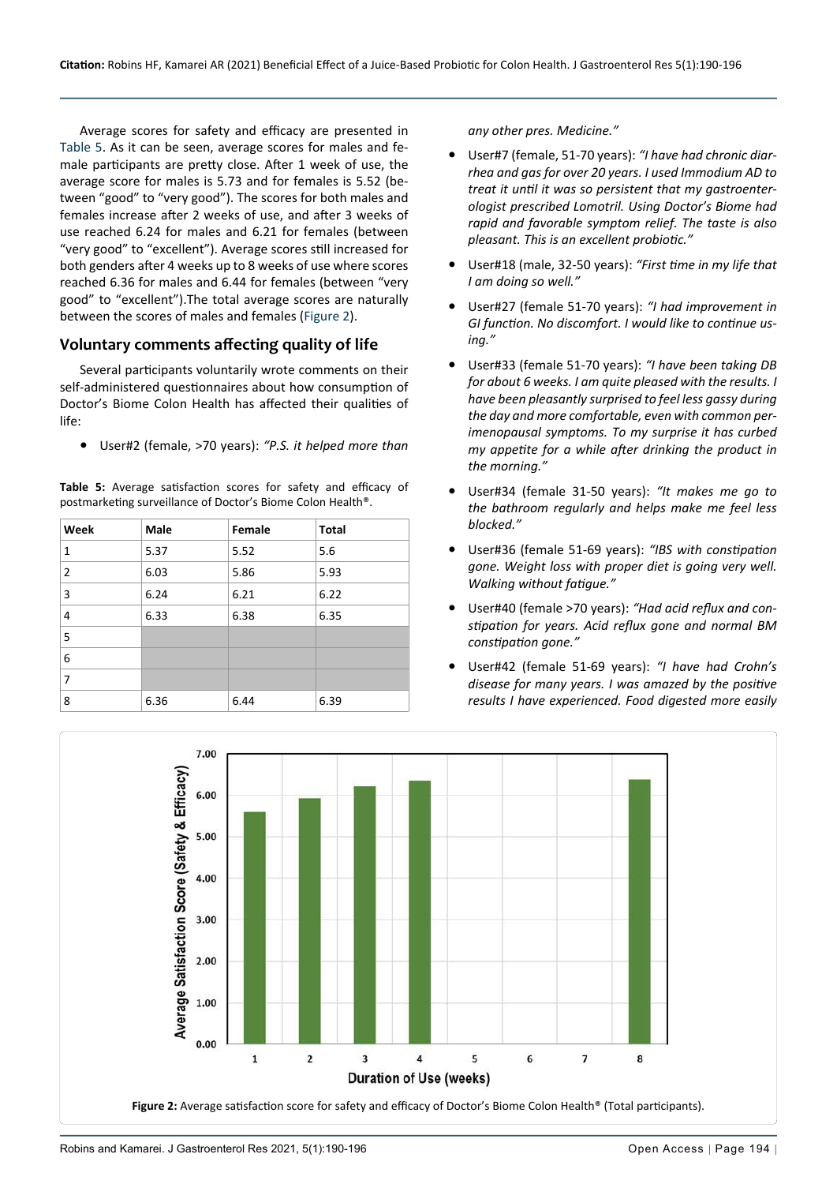Average scores for safety and efficacy are presented in Table 5. As it can be seen, average scores for males and female participants are pretty close. After 1 week of use, the average score for males is 5.73 and for females is 5.52 (between "good" to "very good"). The scores for both males and females increase after 2 weeks of use, and after 3 weeks of use reached 6.24 for males and 6.21 for females (between "very good" to "excellent"). Average scores still increased for both genders after 4 weeks up to 8 weeks of use where scores reached 6.36 for males and 6.44 for females (between "very good" to "excellent").The total average scores are naturally between the scores of males and females (Figure 2).

## Voluntary comments affecting quality of life

Several participants voluntarily wrote comments on their self-administered questionnaires about how consumption of Doctor's Biome Colon Health has affected their qualities of life:

- User#2 (female, >70 years): *"P.S. it helped more than any other pres. Medicine."*
- User#7 (female, 51-70 years): *"I have had chronic diarrhea and gas for over 20 years. I used Immodium AD to treat it until it was so persistent that my gastroenterologist prescribed Lomotril. Using Doctor's Biome had rapid and favorable symptom relief. The taste is also pleasant. This is an excellent probiotic."*
- User#18 (male, 32-50 years): *"First time in my life that I am doing so well."*
- User#27 (female 51-70 years): *"I had improvement in GI function. No discomfort. I would like to continue using."*
- User#33 (female 51-70 years): *"I have been taking DB for about 6 weeks. I am quite pleased with the results. I have been pleasantly surprised to feel less gassy during the day and more comfortable, even with common perimenopausal symptoms. To my surprise it has curbed my appetite for a while after drinking the product in the morning."*
- User#34 (female 31-50 years): *"It makes me go to the bathroom regularly and helps make me feel less blocked."*
- User#36 (female 51-69 years): *"IBS with constipation gone. Weight loss with proper diet is going very well. Walking without fatigue."*
- User#40 (female >70 years): *"Had acid reflux and constipation for years. Acid reflux gone and normal BM constipation gone."*
- User#42 (female 51-69 years): *"I have had Crohn's disease for many years. I was amazed by the positive results I have experienced. Food digested more easily*

**Table 5:** Average satisfaction scores for safety and efficacy of postmarketing surveillance of Doctor's Biome Colon Health®.

| Week | Male | Female | Total |
|---|---|---|---|
| 1 | 5.37 | 5.52 | 5.6 |
| 2 | 6.03 | 5.86 | 5.93 |
| 3 | 6.24 | 6.21 | 6.22 |
| 4 | 6.33 | 6.38 | 6.35 |
| 5 | | | |
| 6 | | | |
| 7 | | | |
| 8 | 6.36 | 6.44 | 6.39 |

**Figure 2:** Average satisfaction score for safety and efficacy of Doctor's Biome Colon Health® (Total participants).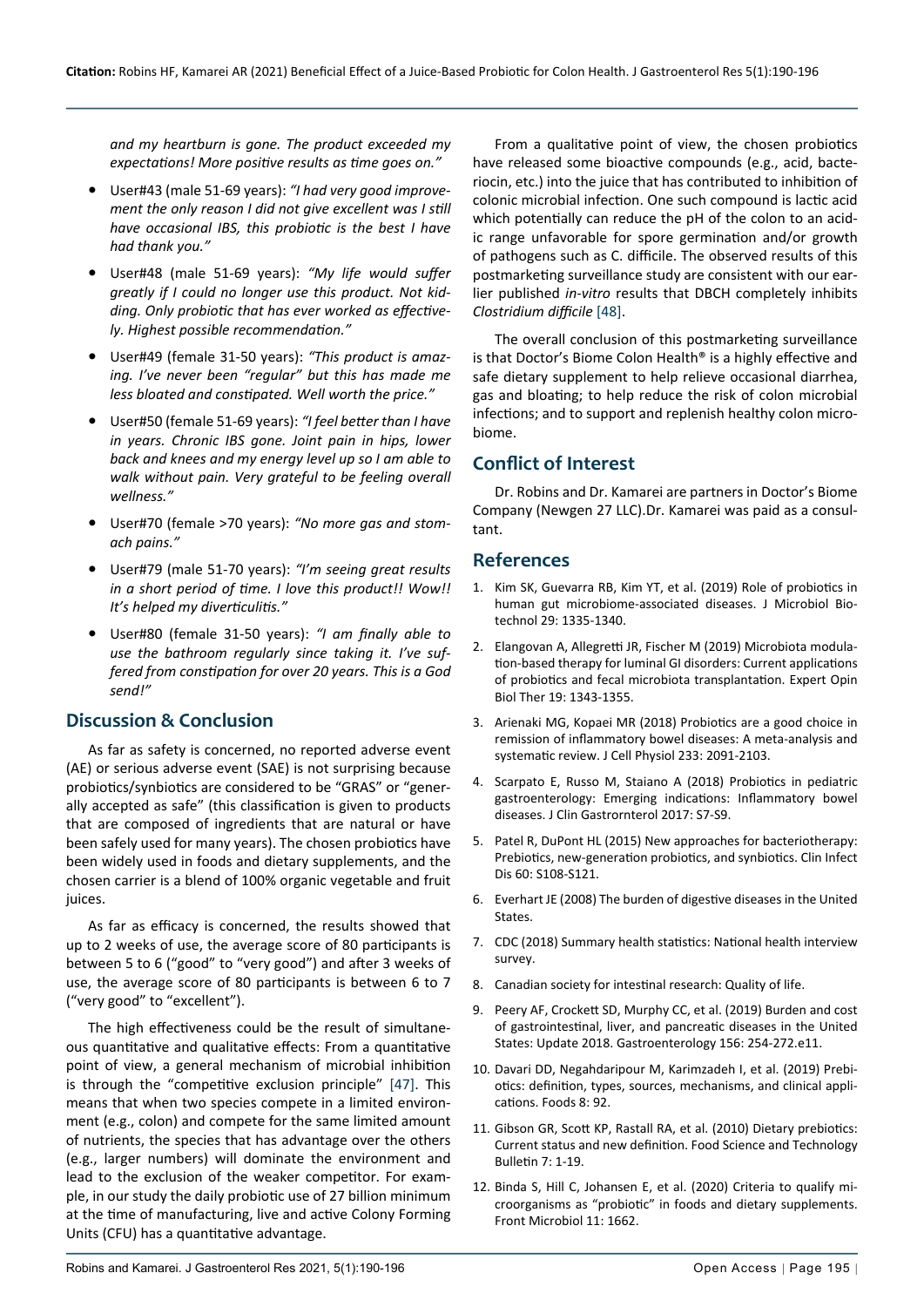*and my heartburn is gone. The product exceeded my expectations! More positive results as time goes on."*

- User#43 (male 51-69 years): *"I had very good improvement the only reason I did not give excellent was I still have occasional IBS, this probiotic is the best I have had thank you."*
- User#48 (male 51-69 years): *"My life would suffer greatly if I could no longer use this product. Not kidding. Only probiotic that has ever worked as effectively. Highest possible recommendation."*
- User#49 (female 31-50 years): *"This product is amazing. I've never been "regular" but this has made me less bloated and constipated. Well worth the price."*
- User#50 (female 51-69 years): *"I feel better than I have in years. Chronic IBS gone. Joint pain in hips, lower back and knees and my energy level up so I am able to walk without pain. Very grateful to be feeling overall wellness."*
- User#70 (female >70 years): *"No more gas and stomach pains."*
- User#79 (male 51-70 years): *"I'm seeing great results in a short period of time. I love this product!! Wow!! It's helped my diverticulitis."*
- User#80 (female 31-50 years): *"I am finally able to use the bathroom regularly since taking it. I've suffered from constipation for over 20 years. This is a God send!"*

## Discussion & Conclusion

As far as safety is concerned, no reported adverse event (AE) or serious adverse event (SAE) is not surprising because probiotics/synbiotics are considered to be "GRAS" or "generally accepted as safe" (this classification is given to products that are composed of ingredients that are natural or have been safely used for many years). The chosen probiotics have been widely used in foods and dietary supplements, and the chosen carrier is a blend of 100% organic vegetable and fruit juices.

As far as efficacy is concerned, the results showed that up to 2 weeks of use, the average score of 80 participants is between 5 to 6 ("good" to "very good") and after 3 weeks of use, the average score of 80 participants is between 6 to 7 ("very good" to "excellent").

The high effectiveness could be the result of simultaneous quantitative and qualitative effects: From a quantitative point of view, a general mechanism of microbial inhibition is through the "competitive exclusion principle" [47]. This means that when two species compete in a limited environment (e.g., colon) and compete for the same limited amount of nutrients, the species that has advantage over the others (e.g., larger numbers) will dominate the environment and lead to the exclusion of the weaker competitor. For example, in our study the daily probiotic use of 27 billion minimum at the time of manufacturing, live and active Colony Forming Units (CFU) has a quantitative advantage.

From a qualitative point of view, the chosen probiotics have released some bioactive compounds (e.g., acid, bacteriocin, etc.) into the juice that has contributed to inhibition of colonic microbial infection. One such compound is lactic acid which potentially can reduce the pH of the colon to an acidic range unfavorable for spore germination and/or growth of pathogens such as C. difficile. The observed results of this postmarketing surveillance study are consistent with our earlier published *in-vitro* results that DBCH completely inhibits *Clostridium difficile* [48].

The overall conclusion of this postmarketing surveillance is that Doctor's Biome Colon Health® is a highly effective and safe dietary supplement to help relieve occasional diarrhea, gas and bloating; to help reduce the risk of colon microbial infections; and to support and replenish healthy colon microbiome.

## Conflict of Interest

Dr. Robins and Dr. Kamarei are partners in Doctor's Biome Company (Newgen 27 LLC).Dr. Kamarei was paid as a consultant.

## References

1. Kim SK, Guevarra RB, Kim YT, et al. (2019) Role of probiotics in human gut microbiome-associated diseases. J Microbiol Biotechnol 29: 1335-1340.
2. Elangovan A, Allegretti JR, Fischer M (2019) Microbiota modulation-based therapy for luminal GI disorders: Current applications of probiotics and fecal microbiota transplantation. Expert Opin Biol Ther 19: 1343-1355.
3. Arienaki MG, Kopaei MR (2018) Probiotics are a good choice in remission of inflammatory bowel diseases: A meta-analysis and systematic review. J Cell Physiol 233: 2091-2103.
4. Scarpato E, Russo M, Staiano A (2018) Probiotics in pediatric gastroenterology: Emerging indications: Inflammatory bowel diseases. J Clin Gastrornterol 2017: S7-S9.
5. Patel R, DuPont HL (2015) New approaches for bacteriotherapy: Prebiotics, new-generation probiotics, and synbiotics. Clin Infect Dis 60: S108-S121.
6. Everhart JE (2008) The burden of digestive diseases in the United States.
7. CDC (2018) Summary health statistics: National health interview survey.
8. Canadian society for intestinal research: Quality of life.
9. Peery AF, Crockett SD, Murphy CC, et al. (2019) Burden and cost of gastrointestinal, liver, and pancreatic diseases in the United States: Update 2018. Gastroenterology 156: 254-272.e11.
10. Davari DD, Negahdaripour M, Karimzadeh I, et al. (2019) Prebiotics: definition, types, sources, mechanisms, and clinical applications. Foods 8: 92.
11. Gibson GR, Scott KP, Rastall RA, et al. (2010) Dietary prebiotics: Current status and new definition. Food Science and Technology Bulletin 7: 1-19.
12. Binda S, Hill C, Johansen E, et al. (2020) Criteria to qualify microorganisms as "probiotic" in foods and dietary supplements. Front Microbiol 11: 1662.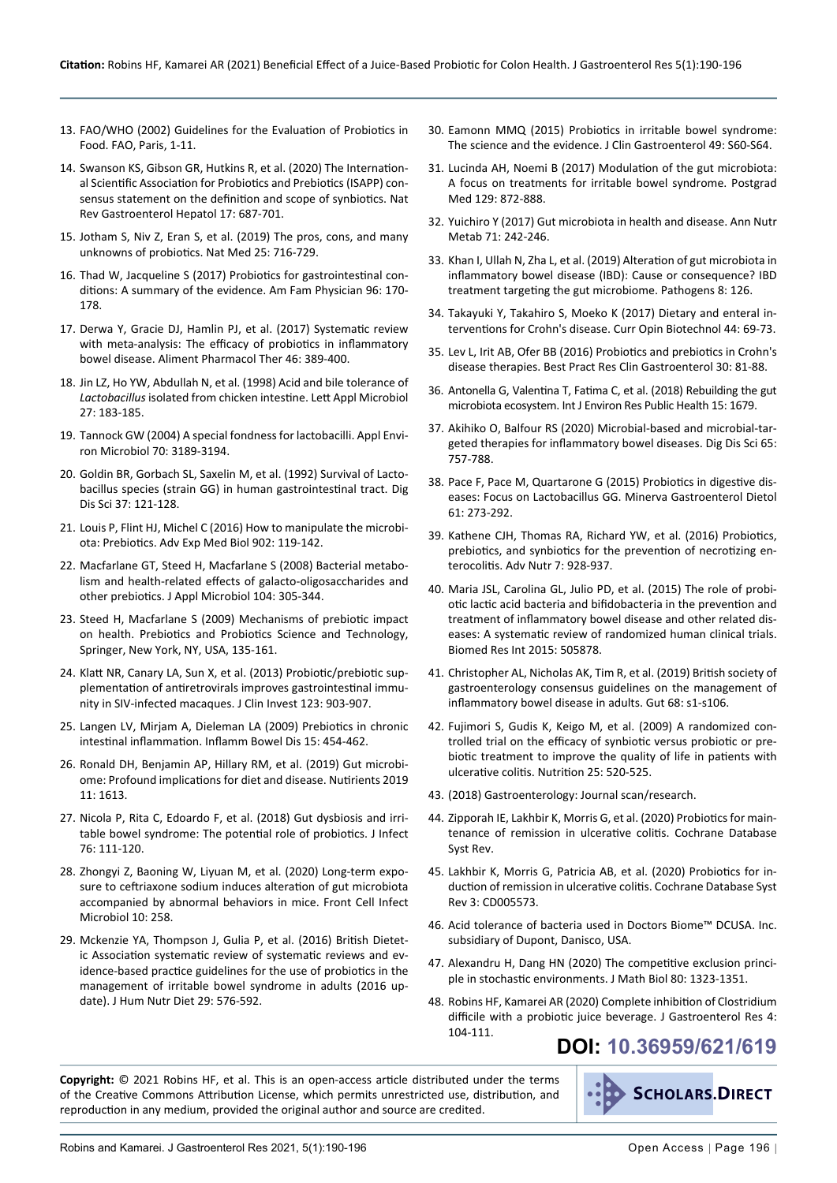13. FAO/WHO (2002) Guidelines for the Evaluation of Probiotics in Food. FAO, Paris, 1-11.

14. Swanson KS, Gibson GR, Hutkins R, et al. (2020) The International Scientific Association for Probiotics and Prebiotics (ISAPP) consensus statement on the definition and scope of synbiotics. Nat Rev Gastroenterol Hepatol 17: 687-701.

15. Jotham S, Niv Z, Eran S, et al. (2019) The pros, cons, and many unknowns of probiotics. Nat Med 25: 716-729.

16. Thad W, Jacqueline S (2017) Probiotics for gastrointestinal conditions: A summary of the evidence. Am Fam Physician 96: 170-178.

17. Derwa Y, Gracie DJ, Hamlin PJ, et al. (2017) Systematic review with meta-analysis: The efficacy of probiotics in inflammatory bowel disease. Aliment Pharmacol Ther 46: 389-400.

18. Jin LZ, Ho YW, Abdullah N, et al. (1998) Acid and bile tolerance of *Lactobacillus* isolated from chicken intestine. Lett Appl Microbiol 27: 183-185.

19. Tannock GW (2004) A special fondness for lactobacilli. Appl Environ Microbiol 70: 3189-3194.

20. Goldin BR, Gorbach SL, Saxelin M, et al. (1992) Survival of Lactobacillus species (strain GG) in human gastrointestinal tract. Dig Dis Sci 37: 121-128.

21. Louis P, Flint HJ, Michel C (2016) How to manipulate the microbiota: Prebiotics. Adv Exp Med Biol 902: 119-142.

22. Macfarlane GT, Steed H, Macfarlane S (2008) Bacterial metabolism and health-related effects of galacto-oligosaccharides and other prebiotics. J Appl Microbiol 104: 305-344.

23. Steed H, Macfarlane S (2009) Mechanisms of prebiotic impact on health. Prebiotics and Probiotics Science and Technology, Springer, New York, NY, USA, 135-161.

24. Klatt NR, Canary LA, Sun X, et al. (2013) Probiotic/prebiotic supplementation of antiretrovirals improves gastrointestinal immunity in SIV-infected macaques. J Clin Invest 123: 903-907.

25. Langen LV, Mirjam A, Dieleman LA (2009) Prebiotics in chronic intestinal inflammation. Inflamm Bowel Dis 15: 454-462.

26. Ronald DH, Benjamin AP, Hillary RM, et al. (2019) Gut microbiome: Profound implications for diet and disease. Nutirients 2019 11: 1613.

27. Nicola P, Rita C, Edoardo F, et al. (2018) Gut dysbiosis and irritable bowel syndrome: The potential role of probiotics. J Infect 76: 111-120.

28. Zhongyi Z, Baoning W, Liyuan M, et al. (2020) Long-term exposure to ceftriaxone sodium induces alteration of gut microbiota accompanied by abnormal behaviors in mice. Front Cell Infect Microbiol 10: 258.

29. Mckenzie YA, Thompson J, Gulia P, et al. (2016) British Dietetic Association systematic review of systematic reviews and evidence-based practice guidelines for the use of probiotics in the management of irritable bowel syndrome in adults (2016 update). J Hum Nutr Diet 29: 576-592.

30. Eamonn MMQ (2015) Probiotics in irritable bowel syndrome: The science and the evidence. J Clin Gastroenterol 49: S60-S64.

31. Lucinda AH, Noemi B (2017) Modulation of the gut microbiota: A focus on treatments for irritable bowel syndrome. Postgrad Med 129: 872-888.

32. Yuichiro Y (2017) Gut microbiota in health and disease. Ann Nutr Metab 71: 242-246.

33. Khan I, Ullah N, Zha L, et al. (2019) Alteration of gut microbiota in inflammatory bowel disease (IBD): Cause or consequence? IBD treatment targeting the gut microbiome. Pathogens 8: 126.

34. Takayuki Y, Takahiro S, Moeko K (2017) Dietary and enteral interventions for Crohn's disease. Curr Opin Biotechnol 44: 69-73.

35. Lev L, Irit AB, Ofer BB (2016) Probiotics and prebiotics in Crohn's disease therapies. Best Pract Res Clin Gastroenterol 30: 81-88.

36. Antonella G, Valentina T, Fatima C, et al. (2018) Rebuilding the gut microbiota ecosystem. Int J Environ Res Public Health 15: 1679.

37. Akihiko O, Balfour RS (2020) Microbial-based and microbial-targeted therapies for inflammatory bowel diseases. Dig Dis Sci 65: 757-788.

38. Pace F, Pace M, Quartarone G (2015) Probiotics in digestive diseases: Focus on Lactobacillus GG. Minerva Gastroenterol Dietol 61: 273-292.

39. Kathene CJH, Thomas RA, Richard YW, et al. (2016) Probiotics, prebiotics, and synbiotics for the prevention of necrotizing enterocolitis. Adv Nutr 7: 928-937.

40. Maria JSL, Carolina GL, Julio PD, et al. (2015) The role of probiotic lactic acid bacteria and bifidobacteria in the prevention and treatment of inflammatory bowel disease and other related diseases: A systematic review of randomized human clinical trials. Biomed Res Int 2015: 505878.

41. Christopher AL, Nicholas AK, Tim R, et al. (2019) British society of gastroenterology consensus guidelines on the management of inflammatory bowel disease in adults. Gut 68: s1-s106.

42. Fujimori S, Gudis K, Keigo M, et al. (2009) A randomized controlled trial on the efficacy of synbiotic versus probiotic or prebiotic treatment to improve the quality of life in patients with ulcerative colitis. Nutrition 25: 520-525.

43. (2018) Gastroenterology: Journal scan/research.

44. Zipporah IE, Lakhbir K, Morris G, et al. (2020) Probiotics for maintenance of remission in ulcerative colitis. Cochrane Database Syst Rev.

45. Lakhbir K, Morris G, Patricia AB, et al. (2020) Probiotics for induction of remission in ulcerative colitis. Cochrane Database Syst Rev 3: CD005573.

46. Acid tolerance of bacteria used in Doctors Biome™ DCUSA. Inc. subsidiary of Dupont, Danisco, USA.

47. Alexandru H, Dang HN (2020) The competitive exclusion principle in stochastic environments. J Math Biol 80: 1323-1351.

48. Robins HF, Kamarei AR (2020) Complete inhibition of Clostridium difficile with a probiotic juice beverage. J Gastroenterol Res 4: 104-111.

**DOI: 10.36959/621/619**

**Copyright:** © 2021 Robins HF, et al. This is an open-access article distributed under the terms of the Creative Commons Attribution License, which permits unrestricted use, distribution, and reproduction in any medium, provided the original author and source are credited.